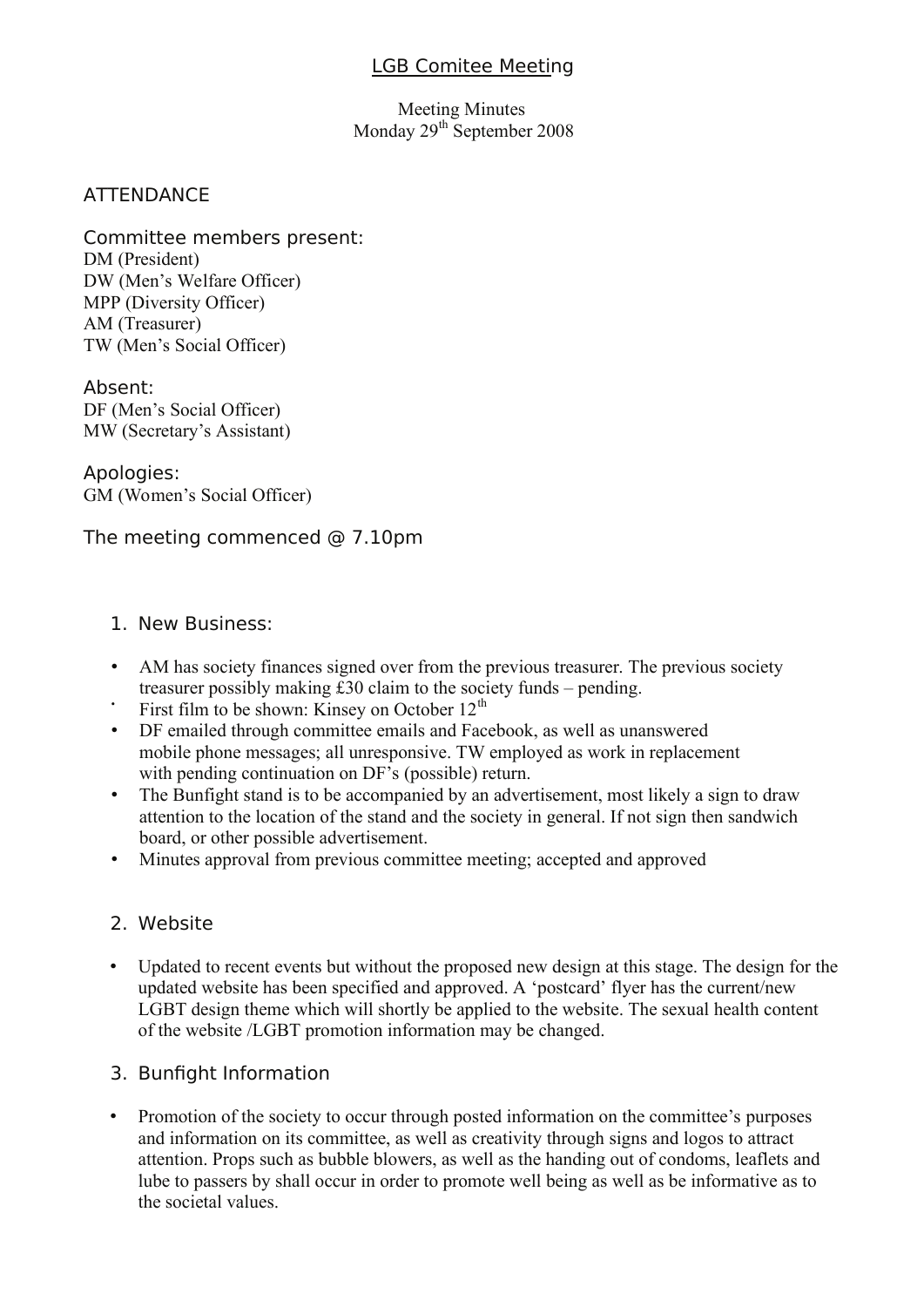# LGB Comitee Meeting

Meeting Minutes
Monday 29th September 2008

## ATTENDANCE

### Committee members present:

DM (President)
DW (Men's Welfare Officer)
MPP (Diversity Officer)
AM (Treasurer)
TW (Men's Social Officer)

### Absent:

DF (Men's Social Officer)
MW (Secretary's Assistant)

### Apologies:

GM (Women's Social Officer)

The meeting commenced @ 7.10pm

## 1. New Business:

- AM has society finances signed over from the previous treasurer. The previous society treasurer possibly making £30 claim to the society funds – pending.
- First film to be shown: Kinsey on October 12th
- DF emailed through committee emails and Facebook, as well as unanswered mobile phone messages; all unresponsive. TW employed as work in replacement with pending continuation on DF's (possible) return.
- The Bunfight stand is to be accompanied by an advertisement, most likely a sign to draw attention to the location of the stand and the society in general. If not sign then sandwich board, or other possible advertisement.
- Minutes approval from previous committee meeting; accepted and approved

## 2. Website

- Updated to recent events but without the proposed new design at this stage. The design for the updated website has been specified and approved. A 'postcard' flyer has the current/new LGBT design theme which will shortly be applied to the website. The sexual health content of the website /LGBT promotion information may be changed.

## 3. Bunfight Information

- Promotion of the society to occur through posted information on the committee's purposes and information on its committee, as well as creativity through signs and logos to attract attention. Props such as bubble blowers, as well as the handing out of condoms, leaflets and lube to passers by shall occur in order to promote well being as well as be informative as to the societal values.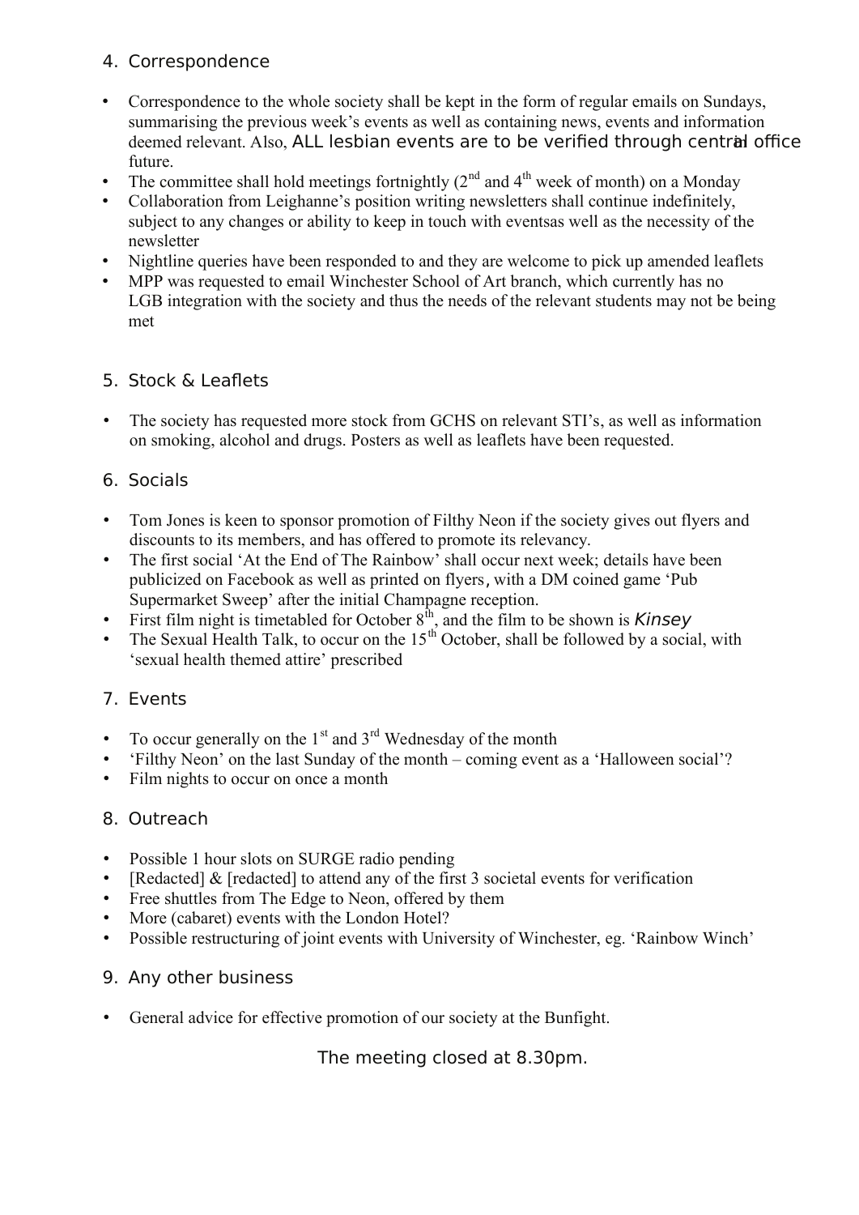## 4. Correspondence

- Correspondence to the whole society shall be kept in the form of regular emails on Sundays, summarising the previous week's events as well as containing news, events and information deemed relevant. Also, ALL lesbian events are to be verified through central office in future.
- The committee shall hold meetings fortnightly (2nd and 4th week of month) on a Monday
- Collaboration from Leighanne's position writing newsletters shall continue indefinitely, subject to any changes or ability to keep in touch with eventsas well as the necessity of the newsletter
- Nightline queries have been responded to and they are welcome to pick up amended leaflets
- MPP was requested to email Winchester School of Art branch, which currently has no LGB integration with the society and thus the needs of the relevant students may not be being met

## 5. Stock & Leaflets

- The society has requested more stock from GCHS on relevant STI's, as well as information on smoking, alcohol and drugs. Posters as well as leaflets have been requested.

## 6. Socials

- Tom Jones is keen to sponsor promotion of Filthy Neon if the society gives out flyers and discounts to its members, and has offered to promote its relevancy.
- The first social 'At the End of The Rainbow' shall occur next week; details have been publicized on Facebook as well as printed on flyers, with a DM coined game 'Pub Supermarket Sweep' after the initial Champagne reception.
- First film night is timetabled for October 8th, and the film to be shown is *Kinsey*
- The Sexual Health Talk, to occur on the 15th October, shall be followed by a social, with 'sexual health themed attire' prescribed

## 7. Events

- To occur generally on the 1st and 3rd Wednesday of the month
- 'Filthy Neon' on the last Sunday of the month – coming event as a 'Halloween social'?
- Film nights to occur on once a month

## 8. Outreach

- Possible 1 hour slots on SURGE radio pending
- [Redacted] & [redacted] to attend any of the first 3 societal events for verification
- Free shuttles from The Edge to Neon, offered by them
- More (cabaret) events with the London Hotel?
- Possible restructuring of joint events with University of Winchester, eg. 'Rainbow Winch'

## 9. Any other business

- General advice for effective promotion of our society at the Bunfight.

The meeting closed at 8.30pm.